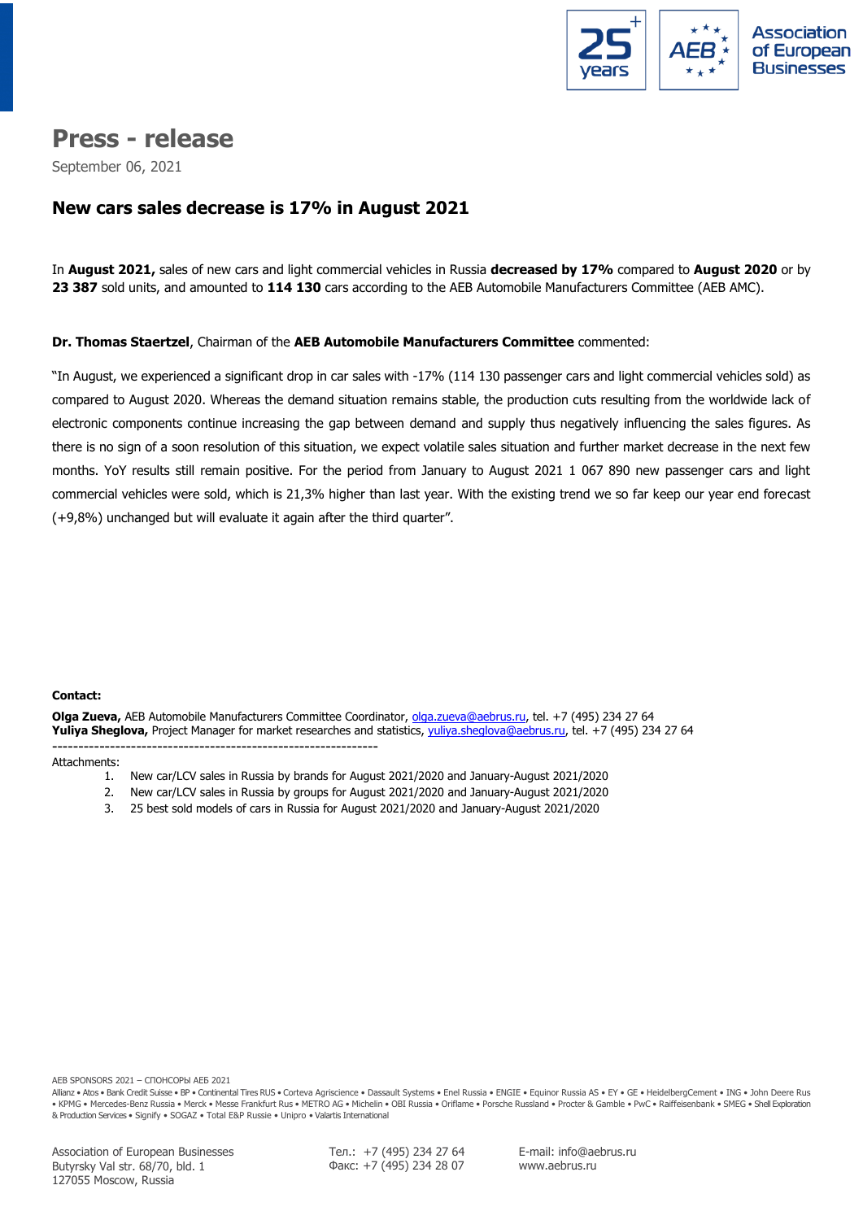# Press - release

September 06, 2021

## New cars sales decrease is 17% in August 2021

In **August 2021,** sales of new cars and light commercial vehicles in Russia **decreased by 17%** compared to **August 2020** or by **23 387** sold units, and amounted to **114 130** cars according to the AEB Automobile Manufacturers Committee (AEB AMC).

**Dr. Thomas Staertzel**, Chairman of the **AEB Automobile Manufacturers Committee** commented:

"In August, we experienced a significant drop in car sales with -17% (114 130 passenger cars and light commercial vehicles sold) as compared to August 2020. Whereas the demand situation remains stable, the production cuts resulting from the worldwide lack of electronic components continue increasing the gap between demand and supply thus negatively influencing the sales figures. As there is no sign of a soon resolution of this situation, we expect volatile sales situation and further market decrease in the next few months. YoY results still remain positive. For the period from January to August 2021 1 067 890 new passenger cars and light commercial vehicles were sold, which is 21,3% higher than last year. With the existing trend we so far keep our year end forecast (+9,8%) unchanged but will evaluate it again after the third quarter".

**Contact:**

**Olga Zueva,** AEB Automobile Manufacturers Committee Coordinator, olga.zueva@aebrus.ru, tel. +7 (495) 234 27 64
**Yuliya Sheglova,** Project Manager for market researches and statistics, yuliya.sheglova@aebrus.ru, tel. +7 (495) 234 27 64

---

Attachments:

1. New car/LCV sales in Russia by brands for August 2021/2020 and January-August 2021/2020
2. New car/LCV sales in Russia by groups for August 2021/2020 and January-August 2021/2020
3. 25 best sold models of cars in Russia for August 2021/2020 and January-August 2021/2020

AEB SPONSORS 2021 – СПОНСОРЫ АЕБ 2021
Allianz • Atos • Bank Credit Suisse • BP • Continental Tires RUS • Corteva Agriscience • Dassault Systems • Enel Russia • ENGIE • Equinor Russia AS • EY • GE • HeidelbergCement • ING • John Deere Rus • KPMG • Mercedes-Benz Russia • Merck • Messe Frankfurt Rus • METRO AG • Michelin • OBI Russia • Oriflame • Porsche Russland • Procter & Gamble • PwC • Raiffeisenbank • SMEG • Shell Exploration & Production Services • Signify • SOGAZ • Total E&P Russie • Unipro • Valartis International

Association of European Businesses
Butyrsky Val str. 68/70, bld. 1
127055 Moscow, Russia

Тел.: +7 (495) 234 27 64
Факс: +7 (495) 234 28 07

E-mail: info@aebrus.ru
www.aebrus.ru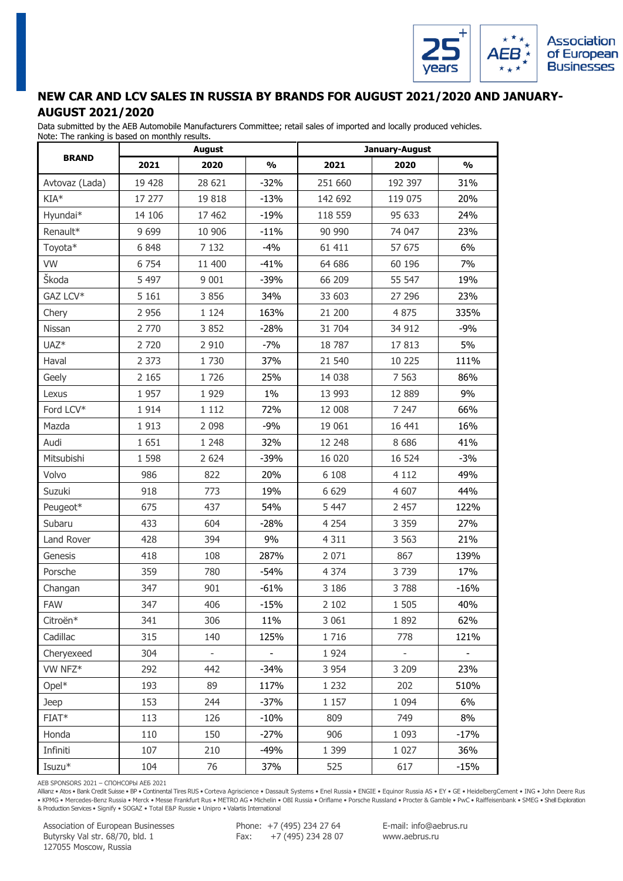## NEW CAR AND LCV SALES IN RUSSIA BY BRANDS FOR AUGUST 2021/2020 AND JANUARY-AUGUST 2021/2020

Data submitted by the AEB Automobile Manufacturers Committee; retail sales of imported and locally produced vehicles.
Note: The ranking is based on monthly results.

| BRAND | August | | | January-August | | |
|---|---|---|---|---|---|---|
| | 2021 | 2020 | % | 2021 | 2020 | % |
| Avtovaz (Lada) | 19 428 | 28 621 | -32% | 251 660 | 192 397 | 31% |
| KIA* | 17 277 | 19 818 | -13% | 142 692 | 119 075 | 20% |
| Hyundai* | 14 106 | 17 462 | -19% | 118 559 | 95 633 | 24% |
| Renault* | 9 699 | 10 906 | -11% | 90 990 | 74 047 | 23% |
| Toyota* | 6 848 | 7 132 | -4% | 61 411 | 57 675 | 6% |
| VW | 6 754 | 11 400 | -41% | 64 686 | 60 196 | 7% |
| Škoda | 5 497 | 9 001 | -39% | 66 209 | 55 547 | 19% |
| GAZ LCV* | 5 161 | 3 856 | 34% | 33 603 | 27 296 | 23% |
| Chery | 2 956 | 1 124 | 163% | 21 200 | 4 875 | 335% |
| Nissan | 2 770 | 3 852 | -28% | 31 704 | 34 912 | -9% |
| UAZ* | 2 720 | 2 910 | -7% | 18 787 | 17 813 | 5% |
| Haval | 2 373 | 1 730 | 37% | 21 540 | 10 225 | 111% |
| Geely | 2 165 | 1 726 | 25% | 14 038 | 7 563 | 86% |
| Lexus | 1 957 | 1 929 | 1% | 13 993 | 12 889 | 9% |
| Ford LCV* | 1 914 | 1 112 | 72% | 12 008 | 7 247 | 66% |
| Mazda | 1 913 | 2 098 | -9% | 19 061 | 16 441 | 16% |
| Audi | 1 651 | 1 248 | 32% | 12 248 | 8 686 | 41% |
| Mitsubishi | 1 598 | 2 624 | -39% | 16 020 | 16 524 | -3% |
| Volvo | 986 | 822 | 20% | 6 108 | 4 112 | 49% |
| Suzuki | 918 | 773 | 19% | 6 629 | 4 607 | 44% |
| Peugeot* | 675 | 437 | 54% | 5 447 | 2 457 | 122% |
| Subaru | 433 | 604 | -28% | 4 254 | 3 359 | 27% |
| Land Rover | 428 | 394 | 9% | 4 311 | 3 563 | 21% |
| Genesis | 418 | 108 | 287% | 2 071 | 867 | 139% |
| Porsche | 359 | 780 | -54% | 4 374 | 3 739 | 17% |
| Changan | 347 | 901 | -61% | 3 186 | 3 788 | -16% |
| FAW | 347 | 406 | -15% | 2 102 | 1 505 | 40% |
| Citroën* | 341 | 306 | 11% | 3 061 | 1 892 | 62% |
| Cadillac | 315 | 140 | 125% | 1 716 | 778 | 121% |
| Cheryexeed | 304 | - | - | 1 924 | - | - |
| VW NFZ* | 292 | 442 | -34% | 3 954 | 3 209 | 23% |
| Opel* | 193 | 89 | 117% | 1 232 | 202 | 510% |
| Jeep | 153 | 244 | -37% | 1 157 | 1 094 | 6% |
| FIAT* | 113 | 126 | -10% | 809 | 749 | 8% |
| Honda | 110 | 150 | -27% | 906 | 1 093 | -17% |
| Infiniti | 107 | 210 | -49% | 1 399 | 1 027 | 36% |
| Isuzu* | 104 | 76 | 37% | 525 | 617 | -15% |

AEB SPONSORS 2021 – СПОНСОРЫ АЕБ 2021

Allianz • Atos • Bank Credit Suisse • BP • Continental Tires RUS • Corteva Agriscience • Dassault Systems • Enel Russia • ENGIE • Equinor Russia AS • EY • GE • HeidelbergCement • ING • John Deere Rus • KPMG • Mercedes-Benz Russia • Merck • Messe Frankfurt Rus • METRO AG • Michelin • OBI Russia • Oriflame • Porsche Russland • Procter & Gamble • PwC • Raiffeisenbank • SMEG • Shell Exploration & Production Services • Signify • SOGAZ • Total E&P Russie • Unipro • Valartis International

Association of European Businesses
Butyrsky Val str. 68/70, bld. 1
127055 Moscow, Russia

Phone: +7 (495) 234 27 64
Fax: +7 (495) 234 28 07

E-mail: info@aebrus.ru
www.aebrus.ru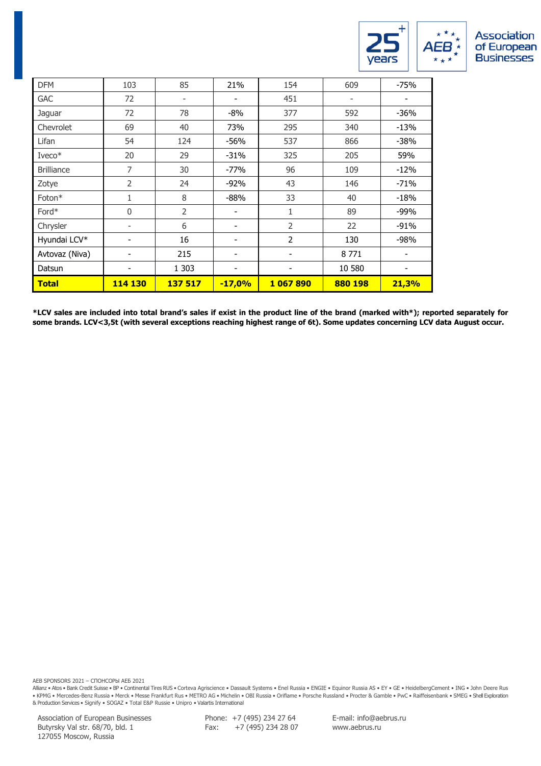| DFM | 103 | 85 | 21% | 154 | 609 | -75% |
|---|---|---|---|---|---|---|
| GAC | 72 | - | - | 451 | - | - |
| Jaguar | 72 | 78 | -8% | 377 | 592 | -36% |
| Chevrolet | 69 | 40 | 73% | 295 | 340 | -13% |
| Lifan | 54 | 124 | -56% | 537 | 866 | -38% |
| Iveco* | 20 | 29 | -31% | 325 | 205 | 59% |
| Brilliance | 7 | 30 | -77% | 96 | 109 | -12% |
| Zotye | 2 | 24 | -92% | 43 | 146 | -71% |
| Foton* | 1 | 8 | -88% | 33 | 40 | -18% |
| Ford* | 0 | 2 | - | 1 | 89 | -99% |
| Chrysler | - | 6 | - | 2 | 22 | -91% |
| Hyundai LCV* | - | 16 | - | 2 | 130 | -98% |
| Avtovaz (Niva) | - | 215 | - | - | 8 771 | - |
| Datsun | - | 1 303 | - | - | 10 580 | - |
| **Total** | **114 130** | **137 517** | **-17,0%** | **1 067 890** | **880 198** | **21,3%** |

**\*LCV sales are included into total brand's sales if exist in the product line of the brand (marked with\*); reported separately for some brands. LCV<3,5t (with several exceptions reaching highest range of 6t). Some updates concerning LCV data August occur.**

AEB SPONSORS 2021 – СПОНСОРЫ АЕБ 2021
Allianz • Atos • Bank Credit Suisse • BP • Continental Tires RUS • Corteva Agriscience • Dassault Systems • Enel Russia • ENGIE • Equinor Russia AS • EY • GE • HeidelbergCement • ING • John Deere Rus • KPMG • Mercedes-Benz Russia • Merck • Messe Frankfurt Rus • METRO AG • Michelin • OBI Russia • Oriflame • Porsche Russland • Procter & Gamble • PwC • Raiffeisenbank • SMEG • Shell Exploration & Production Services • Signify • SOGAZ • Total E&P Russie • Unipro • Valartis International

Association of European Businesses
Butyrsky Val str. 68/70, bld. 1
127055 Moscow, Russia

Phone: +7 (495) 234 27 64
Fax: +7 (495) 234 28 07

E-mail: info@aebrus.ru
www.aebrus.ru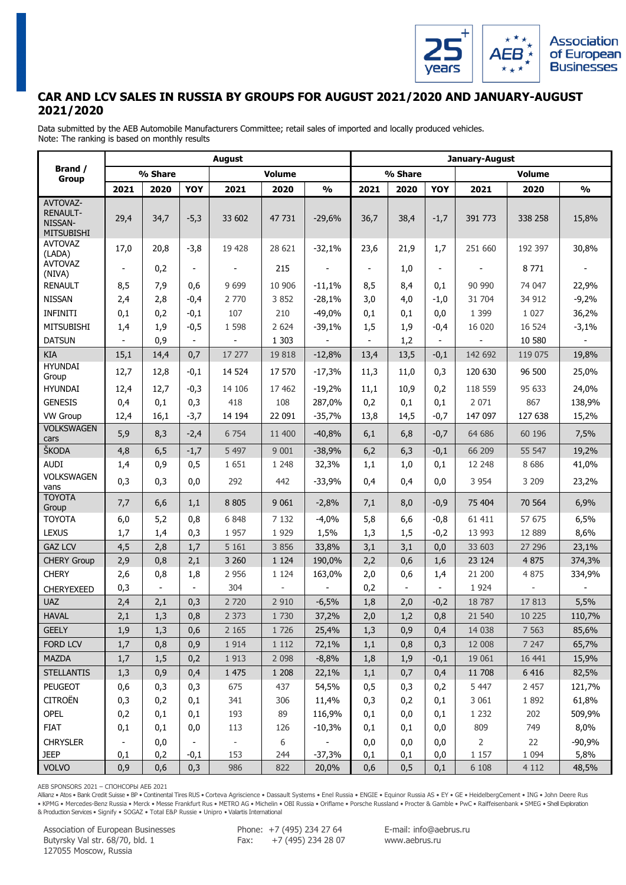## CAR AND LCV SALES IN RUSSIA BY GROUPS FOR AUGUST 2021/2020 AND JANUARY-AUGUST 2021/2020

Data submitted by the AEB Automobile Manufacturers Committee; retail sales of imported and locally produced vehicles.
Note: The ranking is based on monthly results

| Brand / Group | August | | | | | | January-August | | | | | |
|---|---|---|---|---|---|---|---|---|---|---|---|---|
| | % Share | | | Volume | | | % Share | | | Volume | | |
| | 2021 | 2020 | YOY | 2021 | 2020 | % | 2021 | 2020 | YOY | 2021 | 2020 | % |
| AVTOVAZ-RENAULT-NISSAN-MITSUBISHI | 29,4 | 34,7 | -5,3 | 33 602 | 47 731 | -29,6% | 36,7 | 38,4 | -1,7 | 391 773 | 338 258 | 15,8% |
| AVTOVAZ (LADA) | 17,0 | 20,8 | -3,8 | 19 428 | 28 621 | -32,1% | 23,6 | 21,9 | 1,7 | 251 660 | 192 397 | 30,8% |
| AVTOVAZ (NIVA) | - | 0,2 | - | - | 215 | - | - | 1,0 | - | - | 8 771 | - |
| RENAULT | 8,5 | 7,9 | 0,6 | 9 699 | 10 906 | -11,1% | 8,5 | 8,4 | 0,1 | 90 990 | 74 047 | 22,9% |
| NISSAN | 2,4 | 2,8 | -0,4 | 2 770 | 3 852 | -28,1% | 3,0 | 4,0 | -1,0 | 31 704 | 34 912 | -9,2% |
| INFINITI | 0,1 | 0,2 | -0,1 | 107 | 210 | -49,0% | 0,1 | 0,1 | 0,0 | 1 399 | 1 027 | 36,2% |
| MITSUBISHI | 1,4 | 1,9 | -0,5 | 1 598 | 2 624 | -39,1% | 1,5 | 1,9 | -0,4 | 16 020 | 16 524 | -3,1% |
| DATSUN | - | 0,9 | - | - | 1 303 | - | - | 1,2 | - | - | 10 580 | - |
| KIA | 15,1 | 14,4 | 0,7 | 17 277 | 19 818 | -12,8% | 13,4 | 13,5 | -0,1 | 142 692 | 119 075 | 19,8% |
| HYUNDAI Group | 12,7 | 12,8 | -0,1 | 14 524 | 17 570 | -17,3% | 11,3 | 11,0 | 0,3 | 120 630 | 96 500 | 25,0% |
| HYUNDAI | 12,4 | 12,7 | -0,3 | 14 106 | 17 462 | -19,2% | 11,1 | 10,9 | 0,2 | 118 559 | 95 633 | 24,0% |
| GENESIS | 0,4 | 0,1 | 0,3 | 418 | 108 | 287,0% | 0,2 | 0,1 | 0,1 | 2 071 | 867 | 138,9% |
| VW Group | 12,4 | 16,1 | -3,7 | 14 194 | 22 091 | -35,7% | 13,8 | 14,5 | -0,7 | 147 097 | 127 638 | 15,2% |
| VOLKSWAGEN cars | 5,9 | 8,3 | -2,4 | 6 754 | 11 400 | -40,8% | 6,1 | 6,8 | -0,7 | 64 686 | 60 196 | 7,5% |
| ŠKODA | 4,8 | 6,5 | -1,7 | 5 497 | 9 001 | -38,9% | 6,2 | 6,3 | -0,1 | 66 209 | 55 547 | 19,2% |
| AUDI | 1,4 | 0,9 | 0,5 | 1 651 | 1 248 | 32,3% | 1,1 | 1,0 | 0,1 | 12 248 | 8 686 | 41,0% |
| VOLKSWAGEN vans | 0,3 | 0,3 | 0,0 | 292 | 442 | -33,9% | 0,4 | 0,4 | 0,0 | 3 954 | 3 209 | 23,2% |
| TOYOTA Group | 7,7 | 6,6 | 1,1 | 8 805 | 9 061 | -2,8% | 7,1 | 8,0 | -0,9 | 75 404 | 70 564 | 6,9% |
| TOYOTA | 6,0 | 5,2 | 0,8 | 6 848 | 7 132 | -4,0% | 5,8 | 6,6 | -0,8 | 61 411 | 57 675 | 6,5% |
| LEXUS | 1,7 | 1,4 | 0,3 | 1 957 | 1 929 | 1,5% | 1,3 | 1,5 | -0,2 | 13 993 | 12 889 | 8,6% |
| GAZ LCV | 4,5 | 2,8 | 1,7 | 5 161 | 3 856 | 33,8% | 3,1 | 3,1 | 0,0 | 33 603 | 27 296 | 23,1% |
| CHERY Group | 2,9 | 0,8 | 2,1 | 3 260 | 1 124 | 190,0% | 2,2 | 0,6 | 1,6 | 23 124 | 4 875 | 374,3% |
| CHERY | 2,6 | 0,8 | 1,8 | 2 956 | 1 124 | 163,0% | 2,0 | 0,6 | 1,4 | 21 200 | 4 875 | 334,9% |
| CHERYEXEED | 0,3 | - | - | 304 | - | - | 0,2 | - | - | 1 924 | - | - |
| UAZ | 2,4 | 2,1 | 0,3 | 2 720 | 2 910 | -6,5% | 1,8 | 2,0 | -0,2 | 18 787 | 17 813 | 5,5% |
| HAVAL | 2,1 | 1,3 | 0,8 | 2 373 | 1 730 | 37,2% | 2,0 | 1,2 | 0,8 | 21 540 | 10 225 | 110,7% |
| GEELY | 1,9 | 1,3 | 0,6 | 2 165 | 1 726 | 25,4% | 1,3 | 0,9 | 0,4 | 14 038 | 7 563 | 85,6% |
| FORD LCV | 1,7 | 0,8 | 0,9 | 1 914 | 1 112 | 72,1% | 1,1 | 0,8 | 0,3 | 12 008 | 7 247 | 65,7% |
| MAZDA | 1,7 | 1,5 | 0,2 | 1 913 | 2 098 | -8,8% | 1,8 | 1,9 | -0,1 | 19 061 | 16 441 | 15,9% |
| STELLANTIS | 1,3 | 0,9 | 0,4 | 1 475 | 1 208 | 22,1% | 1,1 | 0,7 | 0,4 | 11 708 | 6 416 | 82,5% |
| PEUGEOT | 0,6 | 0,3 | 0,3 | 675 | 437 | 54,5% | 0,5 | 0,3 | 0,2 | 5 447 | 2 457 | 121,7% |
| CITROËN | 0,3 | 0,2 | 0,1 | 341 | 306 | 11,4% | 0,3 | 0,2 | 0,1 | 3 061 | 1 892 | 61,8% |
| OPEL | 0,2 | 0,1 | 0,1 | 193 | 89 | 116,9% | 0,1 | 0,0 | 0,1 | 1 232 | 202 | 509,9% |
| FIAT | 0,1 | 0,1 | 0,0 | 113 | 126 | -10,3% | 0,1 | 0,1 | 0,0 | 809 | 749 | 8,0% |
| CHRYSLER | - | 0,0 | - | - | 6 | - | 0,0 | 0,0 | 0,0 | 2 | 22 | -90,9% |
| JEEP | 0,1 | 0,2 | -0,1 | 153 | 244 | -37,3% | 0,1 | 0,1 | 0,0 | 1 157 | 1 094 | 5,8% |
| VOLVO | 0,9 | 0,6 | 0,3 | 986 | 822 | 20,0% | 0,6 | 0,5 | 0,1 | 6 108 | 4 112 | 48,5% |

AEB SPONSORS 2021 – СПОНСОРЫ АЕБ 2021

Allianz • Atos • Bank Credit Suisse • BP • Continental Tires RUS • Corteva Agriscience • Dassault Systems • Enel Russia • ENGIE • Equinor Russia AS • EY • GE • HeidelbergCement • ING • John Deere Rus • KPMG • Mercedes-Benz Russia • Merck • Messe Frankfurt Rus • METRO AG • Michelin • OBI Russia • Oriflame • Porsche Russland • Procter & Gamble • PwC • Raiffeisenbank • SMEG • Shell Exploration & Production Services • Signify • SOGAZ • Total E&P Russie • Unipro • Valartis International

Association of European Businesses
Butyrsky Val str. 68/70, bld. 1
127055 Moscow, Russia

Phone: +7 (495) 234 27 64
Fax: +7 (495) 234 28 07

E-mail: info@aebrus.ru
www.aebrus.ru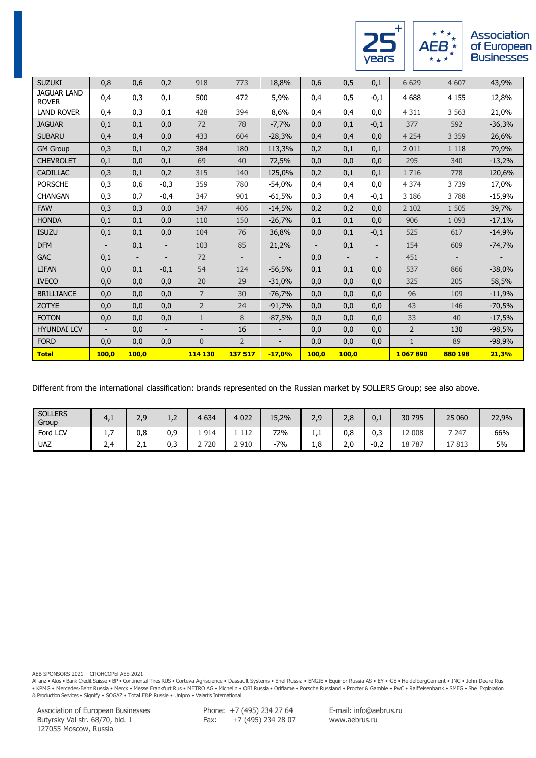| | | | | | | | | | | | | |
|---|---|---|---|---|---|---|---|---|---|---|---|---|
| SUZUKI | 0,8 | 0,6 | 0,2 | 918 | 773 | 18,8% | 0,6 | 0,5 | 0,1 | 6 629 | 4 607 | 43,9% |
| JAGUAR LAND ROVER | 0,4 | 0,3 | 0,1 | 500 | 472 | 5,9% | 0,4 | 0,5 | -0,1 | 4 688 | 4 155 | 12,8% |
| LAND ROVER | 0,4 | 0,3 | 0,1 | 428 | 394 | 8,6% | 0,4 | 0,4 | 0,0 | 4 311 | 3 563 | 21,0% |
| JAGUAR | 0,1 | 0,1 | 0,0 | 72 | 78 | -7,7% | 0,0 | 0,1 | -0,1 | 377 | 592 | -36,3% |
| SUBARU | 0,4 | 0,4 | 0,0 | 433 | 604 | -28,3% | 0,4 | 0,4 | 0,0 | 4 254 | 3 359 | 26,6% |
| GM Group | 0,3 | 0,1 | 0,2 | 384 | 180 | 113,3% | 0,2 | 0,1 | 0,1 | 2 011 | 1 118 | 79,9% |
| CHEVROLET | 0,1 | 0,0 | 0,1 | 69 | 40 | 72,5% | 0,0 | 0,0 | 0,0 | 295 | 340 | -13,2% |
| CADILLAC | 0,3 | 0,1 | 0,2 | 315 | 140 | 125,0% | 0,2 | 0,1 | 0,1 | 1 716 | 778 | 120,6% |
| PORSCHE | 0,3 | 0,6 | -0,3 | 359 | 780 | -54,0% | 0,4 | 0,4 | 0,0 | 4 374 | 3 739 | 17,0% |
| CHANGAN | 0,3 | 0,7 | -0,4 | 347 | 901 | -61,5% | 0,3 | 0,4 | -0,1 | 3 186 | 3 788 | -15,9% |
| FAW | 0,3 | 0,3 | 0,0 | 347 | 406 | -14,5% | 0,2 | 0,2 | 0,0 | 2 102 | 1 505 | 39,7% |
| HONDA | 0,1 | 0,1 | 0,0 | 110 | 150 | -26,7% | 0,1 | 0,1 | 0,0 | 906 | 1 093 | -17,1% |
| ISUZU | 0,1 | 0,1 | 0,0 | 104 | 76 | 36,8% | 0,0 | 0,1 | -0,1 | 525 | 617 | -14,9% |
| DFM | - | 0,1 | - | 103 | 85 | 21,2% | - | 0,1 | - | 154 | 609 | -74,7% |
| GAC | 0,1 | - | - | 72 | - | - | 0,0 | - | - | 451 | - | - |
| LIFAN | 0,0 | 0,1 | -0,1 | 54 | 124 | -56,5% | 0,1 | 0,1 | 0,0 | 537 | 866 | -38,0% |
| IVECO | 0,0 | 0,0 | 0,0 | 20 | 29 | -31,0% | 0,0 | 0,0 | 0,0 | 325 | 205 | 58,5% |
| BRILLIANCE | 0,0 | 0,0 | 0,0 | 7 | 30 | -76,7% | 0,0 | 0,0 | 0,0 | 96 | 109 | -11,9% |
| ZOTYE | 0,0 | 0,0 | 0,0 | 2 | 24 | -91,7% | 0,0 | 0,0 | 0,0 | 43 | 146 | -70,5% |
| FOTON | 0,0 | 0,0 | 0,0 | 1 | 8 | -87,5% | 0,0 | 0,0 | 0,0 | 33 | 40 | -17,5% |
| HYUNDAI LCV | - | 0,0 | - | - | 16 | - | 0,0 | 0,0 | 0,0 | 2 | 130 | -98,5% |
| FORD | 0,0 | 0,0 | 0,0 | 0 | 2 | - | 0,0 | 0,0 | 0,0 | 1 | 89 | -98,9% |
| **Total** | **100,0** | **100,0** | | **114 130** | **137 517** | **-17,0%** | **100,0** | **100,0** | | **1 067 890** | **880 198** | **21,3%** |

Different from the international classification: brands represented on the Russian market by SOLLERS Group; see also above.

| | | | | | | | | | | | | |
|---|---|---|---|---|---|---|---|---|---|---|---|---|
| SOLLERS Group | 4,1 | 2,9 | 1,2 | 4 634 | 4 022 | 15,2% | 2,9 | 2,8 | 0,1 | 30 795 | 25 060 | 22,9% |
| Ford LCV | 1,7 | 0,8 | 0,9 | 1 914 | 1 112 | 72% | 1,1 | 0,8 | 0,3 | 12 008 | 7 247 | 66% |
| UAZ | 2,4 | 2,1 | 0,3 | 2 720 | 2 910 | -7% | 1,8 | 2,0 | -0,2 | 18 787 | 17 813 | 5% |

AEB SPONSORS 2021 – СПОНСОРЫ АЕБ 2021

Allianz • Atos • Bank Credit Suisse • BP • Continental Tires RUS • Corteva Agriscience • Dassault Systems • Enel Russia • ENGIE • Equinor Russia AS • EY • GE • HeidelbergCement • ING • John Deere Rus • KPMG • Mercedes-Benz Russia • Merck • Messe Frankfurt Rus • METRO AG • Michelin • OBI Russia • Oriflame • Porsche Russland • Procter & Gamble • PwC • Raiffeisenbank • SMEG • Shell Exploration & Production Services • Signify • SOGAZ • Total E&P Russie • Unipro • Valartis International

Association of European Businesses
Butyrsky Val str. 68/70, bld. 1
127055 Moscow, Russia

Phone: +7 (495) 234 27 64
Fax: +7 (495) 234 28 07

E-mail: info@aebrus.ru
www.aebrus.ru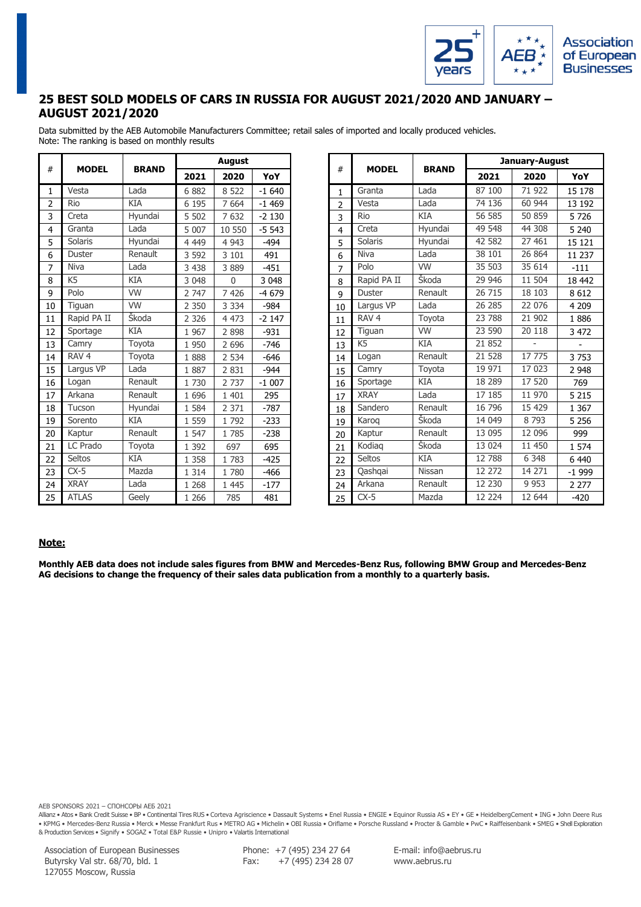## 25 BEST SOLD MODELS OF CARS IN RUSSIA FOR AUGUST 2021/2020 AND JANUARY – AUGUST 2021/2020

Data submitted by the AEB Automobile Manufacturers Committee; retail sales of imported and locally produced vehicles.
Note: The ranking is based on monthly results

| # | MODEL | BRAND | August | | |
|---|---|---|---|---|---|
| | | | 2021 | 2020 | YoY |
| 1 | Vesta | Lada | 6 882 | 8 522 | -1 640 |
| 2 | Rio | KIA | 6 195 | 7 664 | -1 469 |
| 3 | Creta | Hyundai | 5 502 | 7 632 | -2 130 |
| 4 | Granta | Lada | 5 007 | 10 550 | -5 543 |
| 5 | Solaris | Hyundai | 4 449 | 4 943 | -494 |
| 6 | Duster | Renault | 3 592 | 3 101 | 491 |
| 7 | Niva | Lada | 3 438 | 3 889 | -451 |
| 8 | K5 | KIA | 3 048 | 0 | 3 048 |
| 9 | Polo | VW | 2 747 | 7 426 | -4 679 |
| 10 | Tiguan | VW | 2 350 | 3 334 | -984 |
| 11 | Rapid PA II | Škoda | 2 326 | 4 473 | -2 147 |
| 12 | Sportage | KIA | 1 967 | 2 898 | -931 |
| 13 | Camry | Toyota | 1 950 | 2 696 | -746 |
| 14 | RAV 4 | Toyota | 1 888 | 2 534 | -646 |
| 15 | Largus VP | Lada | 1 887 | 2 831 | -944 |
| 16 | Logan | Renault | 1 730 | 2 737 | -1 007 |
| 17 | Arkana | Renault | 1 696 | 1 401 | 295 |
| 18 | Tucson | Hyundai | 1 584 | 2 371 | -787 |
| 19 | Sorento | KIA | 1 559 | 1 792 | -233 |
| 20 | Kaptur | Renault | 1 547 | 1 785 | -238 |
| 21 | LC Prado | Toyota | 1 392 | 697 | 695 |
| 22 | Seltos | KIA | 1 358 | 1 783 | -425 |
| 23 | CX-5 | Mazda | 1 314 | 1 780 | -466 |
| 24 | XRAY | Lada | 1 268 | 1 445 | -177 |
| 25 | ATLAS | Geely | 1 266 | 785 | 481 |

| # | MODEL | BRAND | January-August | | |
|---|---|---|---|---|---|
| | | | 2021 | 2020 | YoY |
| 1 | Granta | Lada | 87 100 | 71 922 | 15 178 |
| 2 | Vesta | Lada | 74 136 | 60 944 | 13 192 |
| 3 | Rio | KIA | 56 585 | 50 859 | 5 726 |
| 4 | Creta | Hyundai | 49 548 | 44 308 | 5 240 |
| 5 | Solaris | Hyundai | 42 582 | 27 461 | 15 121 |
| 6 | Niva | Lada | 38 101 | 26 864 | 11 237 |
| 7 | Polo | VW | 35 503 | 35 614 | -111 |
| 8 | Rapid PA II | Škoda | 29 946 | 11 504 | 18 442 |
| 9 | Duster | Renault | 26 715 | 18 103 | 8 612 |
| 10 | Largus VP | Lada | 26 285 | 22 076 | 4 209 |
| 11 | RAV 4 | Toyota | 23 788 | 21 902 | 1 886 |
| 12 | Tiguan | VW | 23 590 | 20 118 | 3 472 |
| 13 | K5 | KIA | 21 852 | - | - |
| 14 | Logan | Renault | 21 528 | 17 775 | 3 753 |
| 15 | Camry | Toyota | 19 971 | 17 023 | 2 948 |
| 16 | Sportage | KIA | 18 289 | 17 520 | 769 |
| 17 | XRAY | Lada | 17 185 | 11 970 | 5 215 |
| 18 | Sandero | Renault | 16 796 | 15 429 | 1 367 |
| 19 | Karoq | Škoda | 14 049 | 8 793 | 5 256 |
| 20 | Kaptur | Renault | 13 095 | 12 096 | 999 |
| 21 | Kodiaq | Škoda | 13 024 | 11 450 | 1 574 |
| 22 | Seltos | KIA | 12 788 | 6 348 | 6 440 |
| 23 | Qashqai | Nissan | 12 272 | 14 271 | -1 999 |
| 24 | Arkana | Renault | 12 230 | 9 953 | 2 277 |
| 25 | CX-5 | Mazda | 12 224 | 12 644 | -420 |

**Note:**

**Monthly AEB data does not include sales figures from BMW and Mercedes-Benz Rus, following BMW Group and Mercedes-Benz AG decisions to change the frequency of their sales data publication from a monthly to a quarterly basis.**

AEB SPONSORS 2021 – СПОНСОРЫ АЕБ 2021
Allianz • Atos • Bank Credit Suisse • BP • Continental Tires RUS • Corteva Agriscience • Dassault Systems • Enel Russia • ENGIE • Equinor Russia AS • EY • GE • HeidelbergCement • ING • John Deere Rus • KPMG • Mercedes-Benz Russia • Merck • Messe Frankfurt Rus • METRO AG • Michelin • OBI Russia • Oriflame • Porsche Russland • Procter & Gamble • PwC • Raiffeisenbank • SMEG • Shell Exploration & Production Services • Signify • SOGAZ • Total E&P Russie • Unipro • Valartis International

Association of European Businesses
Butyrsky Val str. 68/70, bld. 1
127055 Moscow, Russia

Phone: +7 (495) 234 27 64
Fax: +7 (495) 234 28 07

E-mail: info@aebrus.ru
www.aebrus.ru